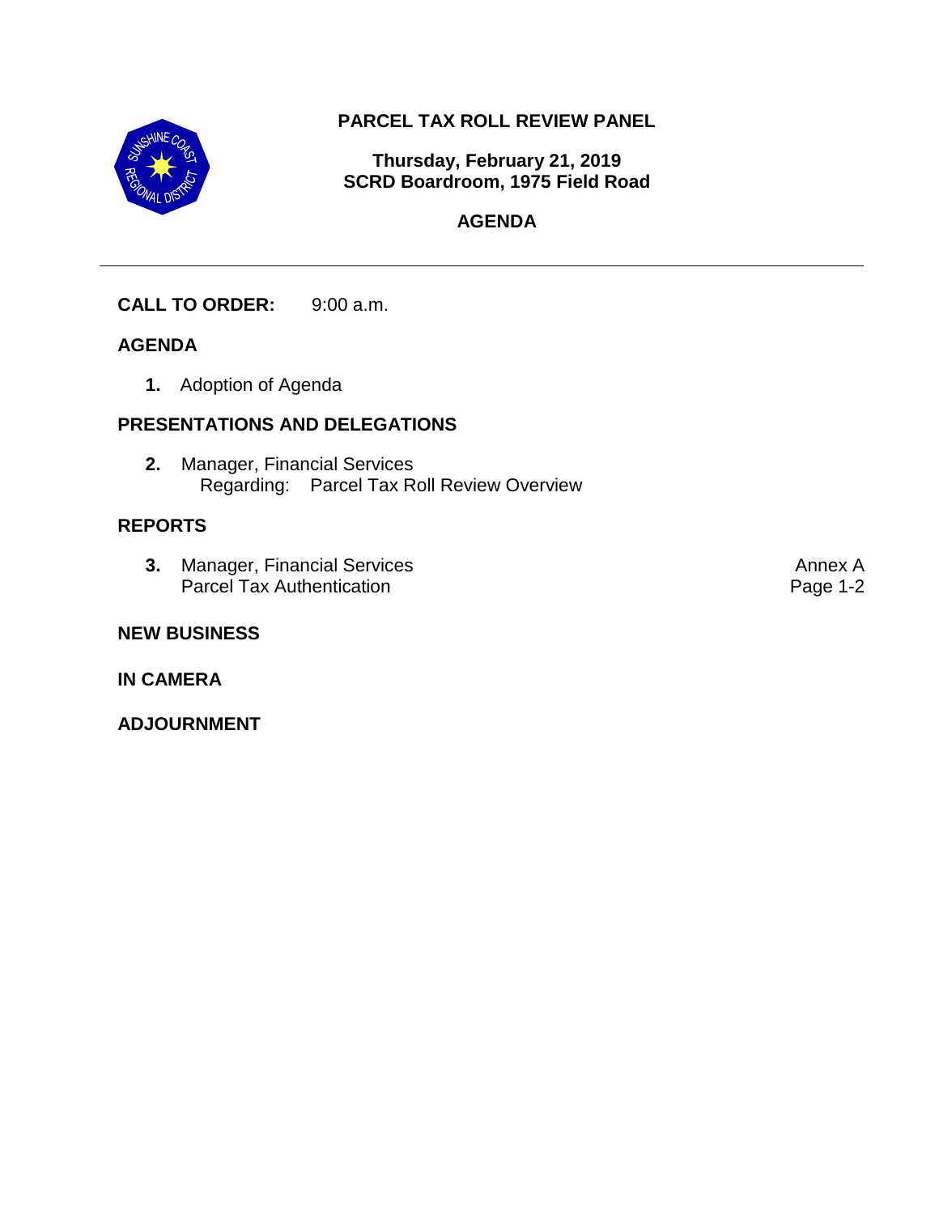# PARCEL TAX ROLL REVIEW PANEL

**Thursday, February 21, 2019**
**SCRD Boardroom, 1975 Field Road**

## AGENDA

---

**CALL TO ORDER:** 9:00 a.m.

## AGENDA

1. Adoption of Agenda

## PRESENTATIONS AND DELEGATIONS

2. Manager, Financial Services
   Regarding: Parcel Tax Roll Review Overview

## REPORTS

3. Manager, Financial Services — Annex A
   Parcel Tax Authentication — Page 1-2

## NEW BUSINESS

## IN CAMERA

## ADJOURNMENT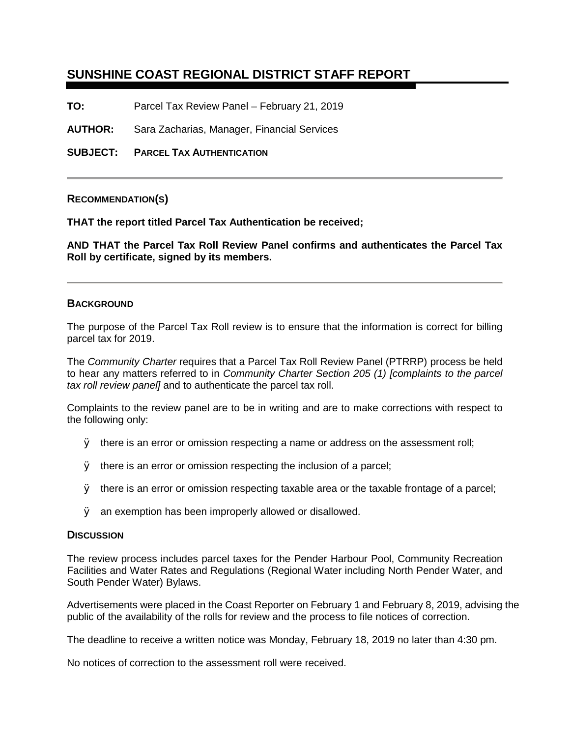# SUNSHINE COAST REGIONAL DISTRICT STAFF REPORT

**TO:** Parcel Tax Review Panel – February 21, 2019

**AUTHOR:** Sara Zacharias, Manager, Financial Services

**SUBJECT:** **PARCEL TAX AUTHENTICATION**

---

## RECOMMENDATION(S)

**THAT the report titled Parcel Tax Authentication be received;**

**AND THAT the Parcel Tax Roll Review Panel confirms and authenticates the Parcel Tax Roll by certificate, signed by its members.**

---

## BACKGROUND

The purpose of the Parcel Tax Roll review is to ensure that the information is correct for billing parcel tax for 2019.

The *Community Charter* requires that a Parcel Tax Roll Review Panel (PTRRP) process be held to hear any matters referred to in *Community Charter Section 205 (1) [complaints to the parcel tax roll review panel]* and to authenticate the parcel tax roll.

Complaints to the review panel are to be in writing and are to make corrections with respect to the following only:

- there is an error or omission respecting a name or address on the assessment roll;
- there is an error or omission respecting the inclusion of a parcel;
- there is an error or omission respecting taxable area or the taxable frontage of a parcel;
- an exemption has been improperly allowed or disallowed.

## DISCUSSION

The review process includes parcel taxes for the Pender Harbour Pool, Community Recreation Facilities and Water Rates and Regulations (Regional Water including North Pender Water, and South Pender Water) Bylaws.

Advertisements were placed in the Coast Reporter on February 1 and February 8, 2019, advising the public of the availability of the rolls for review and the process to file notices of correction.

The deadline to receive a written notice was Monday, February 18, 2019 no later than 4:30 pm.

No notices of correction to the assessment roll were received.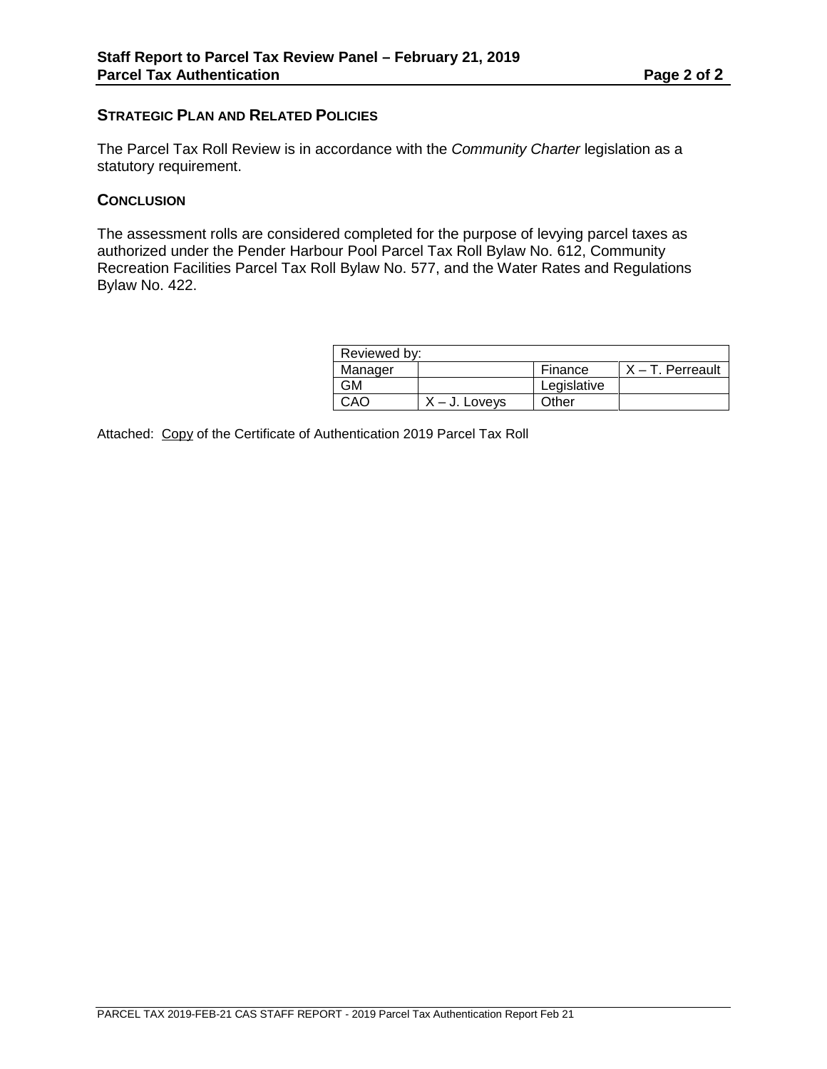## Strategic Plan and Related Policies

The Parcel Tax Roll Review is in accordance with the *Community Charter* legislation as a statutory requirement.

## Conclusion

The assessment rolls are considered completed for the purpose of levying parcel taxes as authorized under the Pender Harbour Pool Parcel Tax Roll Bylaw No. 612, Community Recreation Facilities Parcel Tax Roll Bylaw No. 577, and the Water Rates and Regulations Bylaw No. 422.

| Reviewed by: | | | |
|---|---|---|---|
| Manager | | Finance | X – T. Perreault |
| GM | | Legislative | |
| CAO | X – J. Loveys | Other | |

Attached: Copy of the Certificate of Authentication 2019 Parcel Tax Roll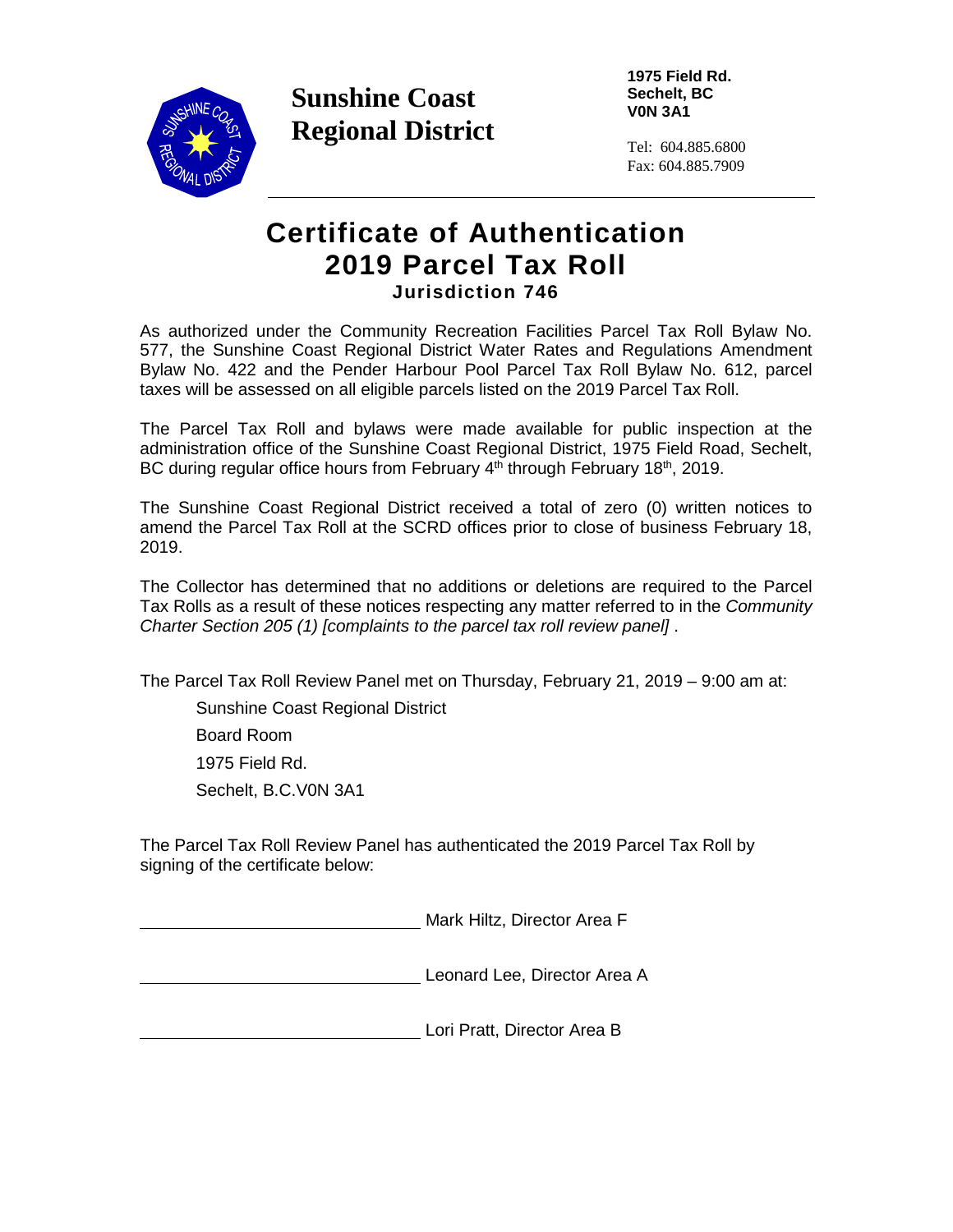**Sunshine Coast Regional District**

**1975 Field Rd.**
**Sechelt, BC**
**V0N 3A1**

Tel: 604.885.6800
Fax: 604.885.7909

# Certificate of Authentication
# 2019 Parcel Tax Roll
### Jurisdiction 746

As authorized under the Community Recreation Facilities Parcel Tax Roll Bylaw No. 577, the Sunshine Coast Regional District Water Rates and Regulations Amendment Bylaw No. 422 and the Pender Harbour Pool Parcel Tax Roll Bylaw No. 612, parcel taxes will be assessed on all eligible parcels listed on the 2019 Parcel Tax Roll.

The Parcel Tax Roll and bylaws were made available for public inspection at the administration office of the Sunshine Coast Regional District, 1975 Field Road, Sechelt, BC during regular office hours from February 4th through February 18th, 2019.

The Sunshine Coast Regional District received a total of zero (0) written notices to amend the Parcel Tax Roll at the SCRD offices prior to close of business February 18, 2019.

The Collector has determined that no additions or deletions are required to the Parcel Tax Rolls as a result of these notices respecting any matter referred to in the *Community Charter Section 205 (1) [complaints to the parcel tax roll review panel]* .

The Parcel Tax Roll Review Panel met on Thursday, February 21, 2019 – 9:00 am at:

Sunshine Coast Regional District
Board Room
1975 Field Rd.
Sechelt, B.C.V0N 3A1

The Parcel Tax Roll Review Panel has authenticated the 2019 Parcel Tax Roll by signing of the certificate below:

______________________________ Mark Hiltz, Director Area F

______________________________ Leonard Lee, Director Area A

______________________________ Lori Pratt, Director Area B